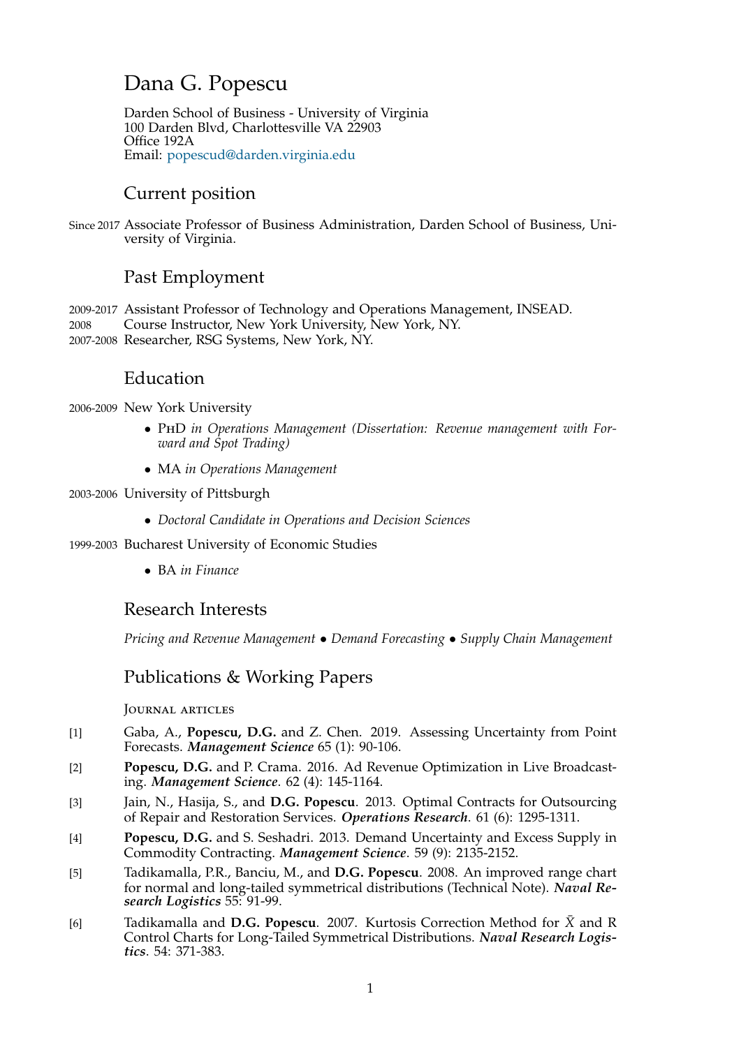# Dana G. Popescu

Darden School of Business - University of Virginia
100 Darden Blvd, Charlottesville VA 22903
Office 192A
Email: popescud@darden.virginia.edu

## Current position

Since 2017 Associate Professor of Business Administration, Darden School of Business, University of Virginia.

## Past Employment

2009-2017 Assistant Professor of Technology and Operations Management, INSEAD.
2008 Course Instructor, New York University, New York, NY.
2007-2008 Researcher, RSG Systems, New York, NY.

## Education

2006-2009 New York University

- PhD *in Operations Management (Dissertation: Revenue management with Forward and Spot Trading)*
- MA *in Operations Management*

2003-2006 University of Pittsburgh

- *Doctoral Candidate in Operations and Decision Sciences*

1999-2003 Bucharest University of Economic Studies

- BA *in Finance*

## Research Interests

*Pricing and Revenue Management* • *Demand Forecasting* • *Supply Chain Management*

## Publications & Working Papers

### Journal articles

[1] Gaba, A., **Popescu, D.G.** and Z. Chen. 2019. Assessing Uncertainty from Point Forecasts. ***Management Science*** 65 (1): 90-106.

[2] **Popescu, D.G.** and P. Crama. 2016. Ad Revenue Optimization in Live Broadcasting. ***Management Science***. 62 (4): 145-1164.

[3] Jain, N., Hasija, S., and **D.G. Popescu**. 2013. Optimal Contracts for Outsourcing of Repair and Restoration Services. ***Operations Research***. 61 (6): 1295-1311.

[4] **Popescu, D.G.** and S. Seshadri. 2013. Demand Uncertainty and Excess Supply in Commodity Contracting. ***Management Science***. 59 (9): 2135-2152.

[5] Tadikamalla, P.R., Banciu, M., and **D.G. Popescu**. 2008. An improved range chart for normal and long-tailed symmetrical distributions (Technical Note). ***Naval Research Logistics*** 55: 91-99.

[6] Tadikamalla and **D.G. Popescu**. 2007. Kurtosis Correction Method for $\bar{X}$ and R Control Charts for Long-Tailed Symmetrical Distributions. ***Naval Research Logistics***. 54: 371-383.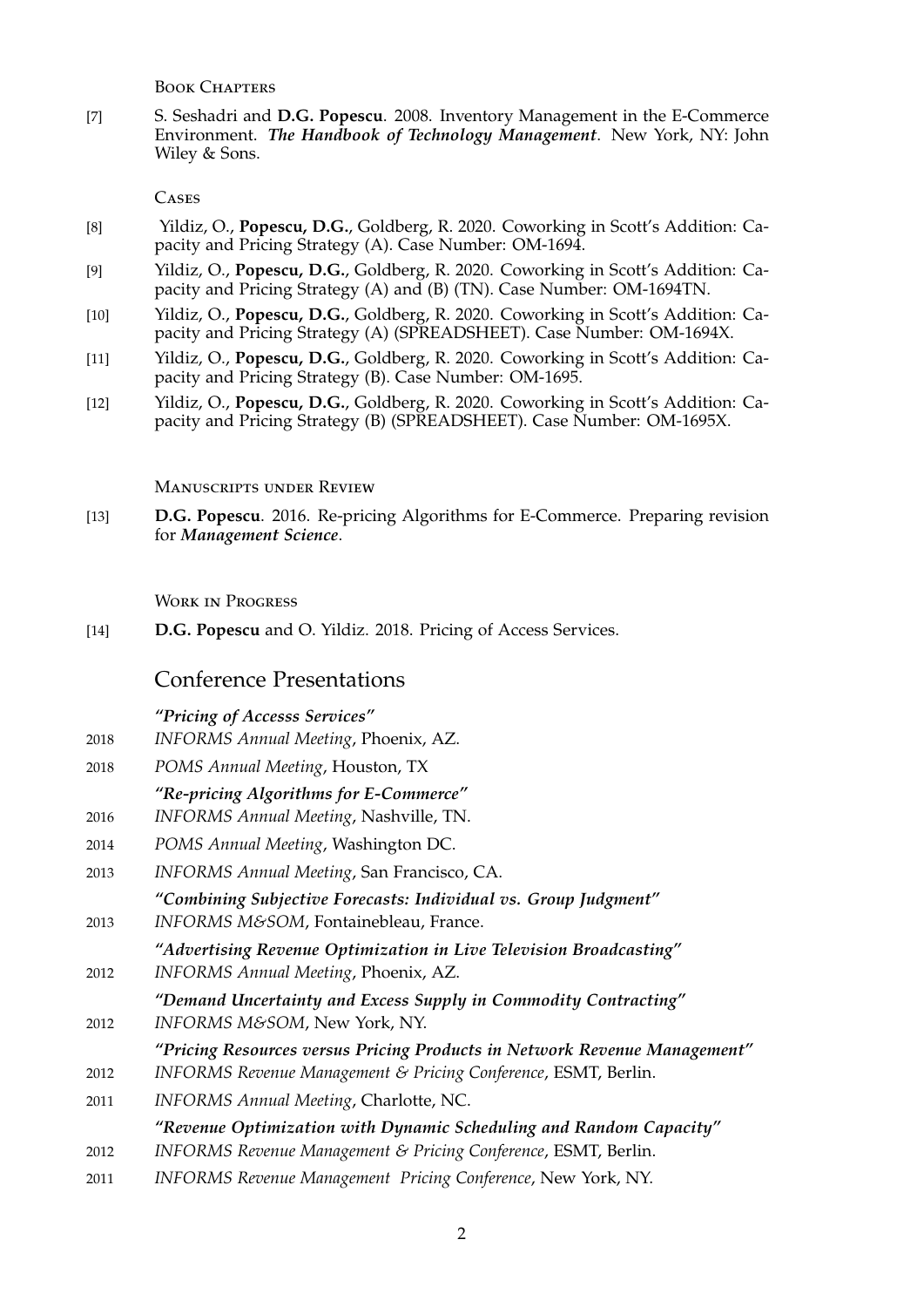### Book Chapters

[7] S. Seshadri and **D.G. Popescu**. 2008. Inventory Management in the E-Commerce Environment. ***The Handbook of Technology Management***. New York, NY: John Wiley & Sons.

### Cases

[8] Yildiz, O., **Popescu, D.G.**, Goldberg, R. 2020. Coworking in Scott's Addition: Capacity and Pricing Strategy (A). Case Number: OM-1694.

[9] Yildiz, O., **Popescu, D.G.**, Goldberg, R. 2020. Coworking in Scott's Addition: Capacity and Pricing Strategy (A) and (B) (TN). Case Number: OM-1694TN.

[10] Yildiz, O., **Popescu, D.G.**, Goldberg, R. 2020. Coworking in Scott's Addition: Capacity and Pricing Strategy (A) (SPREADSHEET). Case Number: OM-1694X.

[11] Yildiz, O., **Popescu, D.G.**, Goldberg, R. 2020. Coworking in Scott's Addition: Capacity and Pricing Strategy (B). Case Number: OM-1695.

[12] Yildiz, O., **Popescu, D.G.**, Goldberg, R. 2020. Coworking in Scott's Addition: Capacity and Pricing Strategy (B) (SPREADSHEET). Case Number: OM-1695X.

### Manuscripts under Review

[13] **D.G. Popescu**. 2016. Re-pricing Algorithms for E-Commerce. Preparing revision for ***Management Science***.

### Work in Progress

[14] **D.G. Popescu** and O. Yildiz. 2018. Pricing of Access Services.

## Conference Presentations

***"Pricing of Accesss Services"***

2018 *INFORMS Annual Meeting*, Phoenix, AZ.

2018 *POMS Annual Meeting*, Houston, TX

***"Re-pricing Algorithms for E-Commerce"***

2016 *INFORMS Annual Meeting*, Nashville, TN.

2014 *POMS Annual Meeting*, Washington DC.

2013 *INFORMS Annual Meeting*, San Francisco, CA.

***"Combining Subjective Forecasts: Individual vs. Group Judgment"***

2013 *INFORMS M&SOM*, Fontainebleau, France.

***"Advertising Revenue Optimization in Live Television Broadcasting"***

2012 *INFORMS Annual Meeting*, Phoenix, AZ.

***"Demand Uncertainty and Excess Supply in Commodity Contracting"***

2012 *INFORMS M&SOM*, New York, NY.

***"Pricing Resources versus Pricing Products in Network Revenue Management"***

2012 *INFORMS Revenue Management & Pricing Conference*, ESMT, Berlin.

2011 *INFORMS Annual Meeting*, Charlotte, NC.

***"Revenue Optimization with Dynamic Scheduling and Random Capacity"***

2012 *INFORMS Revenue Management & Pricing Conference*, ESMT, Berlin.

2011 *INFORMS Revenue Management Pricing Conference*, New York, NY.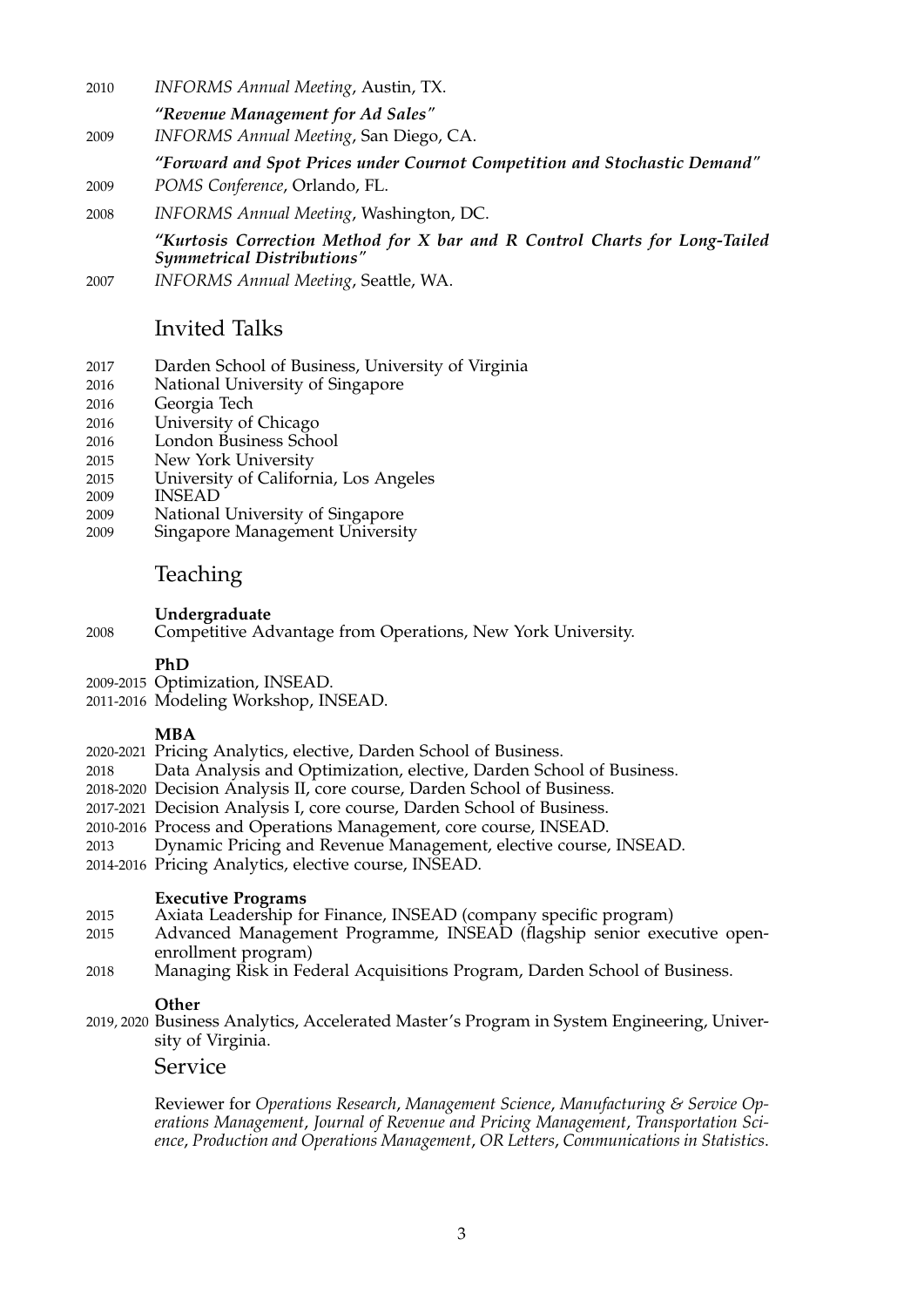2010 *INFORMS Annual Meeting*, Austin, TX.

***"Revenue Management for Ad Sales"***

2009 *INFORMS Annual Meeting*, San Diego, CA.

***"Forward and Spot Prices under Cournot Competition and Stochastic Demand"***

2009 *POMS Conference*, Orlando, FL.

2008 *INFORMS Annual Meeting*, Washington, DC.

***"Kurtosis Correction Method for X bar and R Control Charts for Long-Tailed Symmetrical Distributions"***

2007 *INFORMS Annual Meeting*, Seattle, WA.

## Invited Talks

- 2017 Darden School of Business, University of Virginia
- 2016 National University of Singapore
- 2016 Georgia Tech
- 2016 University of Chicago
- 2016 London Business School
- 2015 New York University
- 2015 University of California, Los Angeles
- 2009 INSEAD
- 2009 National University of Singapore
- 2009 Singapore Management University

## Teaching

**Undergraduate**

- 2008 Competitive Advantage from Operations, New York University.

**PhD**

- 2009-2015 Optimization, INSEAD.
- 2011-2016 Modeling Workshop, INSEAD.

**MBA**

- 2020-2021 Pricing Analytics, elective, Darden School of Business.
- 2018 Data Analysis and Optimization, elective, Darden School of Business.
- 2018-2020 Decision Analysis II, core course, Darden School of Business.
- 2017-2021 Decision Analysis I, core course, Darden School of Business.
- 2010-2016 Process and Operations Management, core course, INSEAD.
- 2013 Dynamic Pricing and Revenue Management, elective course, INSEAD.
- 2014-2016 Pricing Analytics, elective course, INSEAD.

**Executive Programs**

- 2015 Axiata Leadership for Finance, INSEAD (company specific program)
- 2015 Advanced Management Programme, INSEAD (flagship senior executive open-enrollment program)
- 2018 Managing Risk in Federal Acquisitions Program, Darden School of Business.

**Other**

- 2019, 2020 Business Analytics, Accelerated Master's Program in System Engineering, University of Virginia.

## Service

Reviewer for *Operations Research*, *Management Science*, *Manufacturing & Service Operations Management*, *Journal of Revenue and Pricing Management*, *Transportation Science*, *Production and Operations Management*, *OR Letters*, *Communications in Statistics*.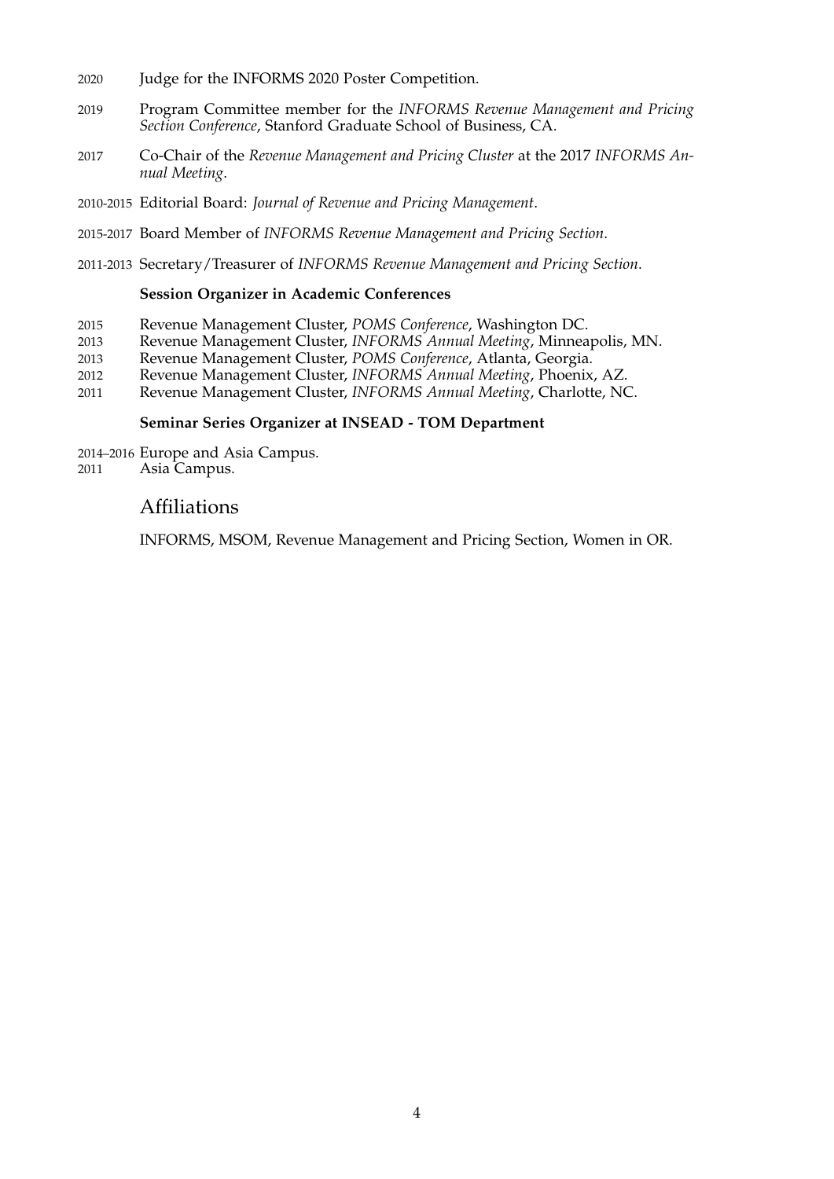2020 Judge for the INFORMS 2020 Poster Competition.

2019 Program Committee member for the *INFORMS Revenue Management and Pricing Section Conference*, Stanford Graduate School of Business, CA.

2017 Co-Chair of the *Revenue Management and Pricing Cluster* at the 2017 *INFORMS Annual Meeting*.

2010-2015 Editorial Board: *Journal of Revenue and Pricing Management*.

2015-2017 Board Member of *INFORMS Revenue Management and Pricing Section*.

2011-2013 Secretary/Treasurer of *INFORMS Revenue Management and Pricing Section*.

**Session Organizer in Academic Conferences**

2015 Revenue Management Cluster, *POMS Conference*, Washington DC.
2013 Revenue Management Cluster, *INFORMS Annual Meeting*, Minneapolis, MN.
2013 Revenue Management Cluster, *POMS Conference*, Atlanta, Georgia.
2012 Revenue Management Cluster, *INFORMS Annual Meeting*, Phoenix, AZ.
2011 Revenue Management Cluster, *INFORMS Annual Meeting*, Charlotte, NC.

**Seminar Series Organizer at INSEAD - TOM Department**

2014–2016 Europe and Asia Campus.
2011 Asia Campus.

## Affiliations

INFORMS, MSOM, Revenue Management and Pricing Section, Women in OR.